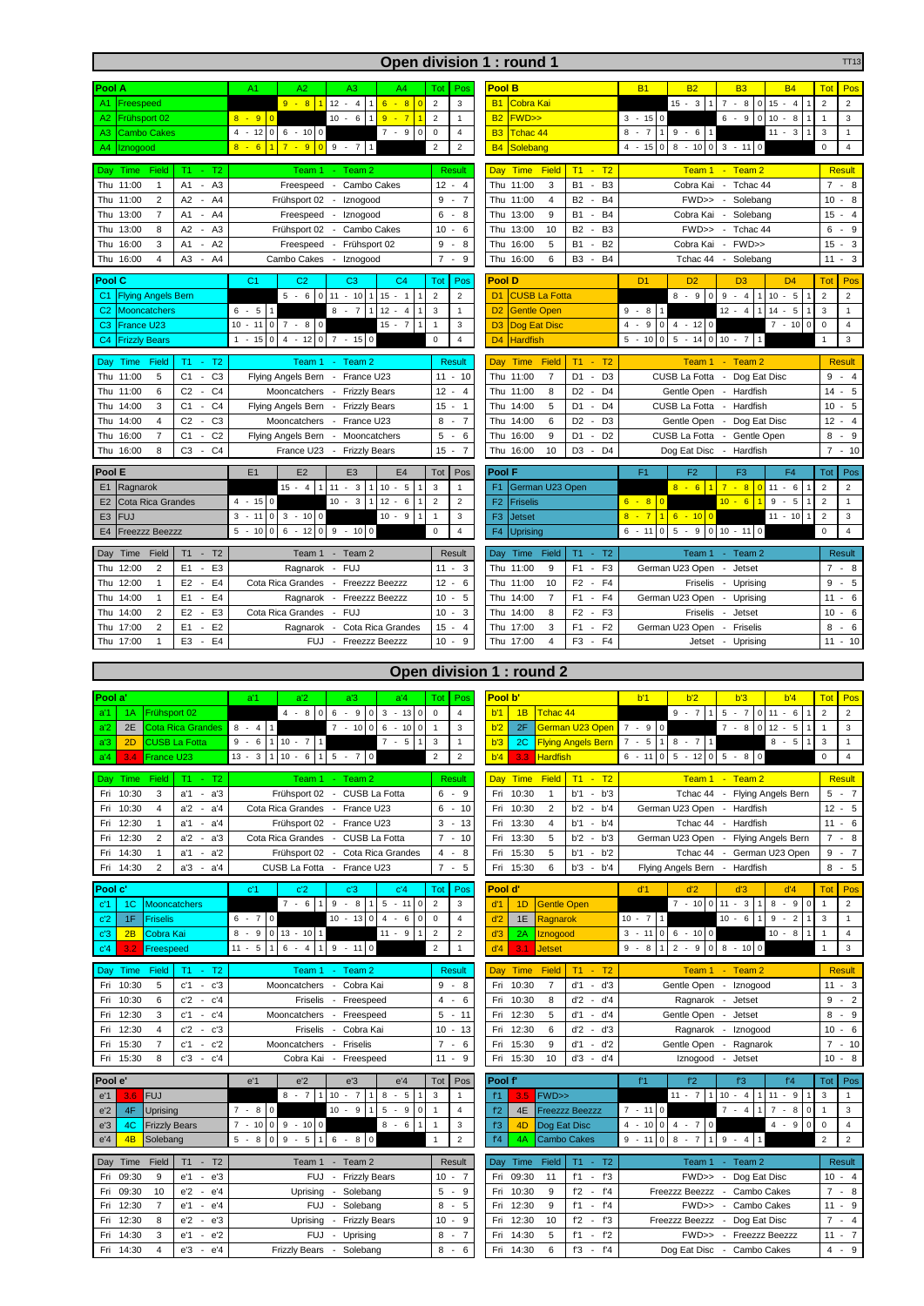# Open division 1 : round 1

TT13

## Pool A

| Pool A | | A1 | A2 | A3 | A4 | Tot | Pos |
|---|---|---|---|---|---|---|---|
| A1 | Freespeed | | 9 - 8 1 | 12 - 4 1 | 6 - 8 0 | 2 | 3 |
| A2 | Frühsport 02 | 8 - 9 0 | | 10 - 6 1 | 9 - 7 1 | 2 | 1 |
| A3 | Cambo Cakes | 4 - 12 0 | 6 - 10 0 | | 7 - 9 0 | 0 | 4 |
| A4 | Iznogood | 8 - 6 1 | 7 - 9 0 | 9 - 7 1 | | 2 | 2 |

| Day | Time | Field | T1 - T2 | Team 1 - Team 2 | Result |
|---|---|---|---|---|---|
| Thu | 11:00 | 1 | A1 - A3 | Freespeed - Cambo Cakes | 12 - 4 |
| Thu | 11:00 | 2 | A2 - A4 | Frühsport 02 - Iznogood | 9 - 7 |
| Thu | 13:00 | 7 | A1 - A4 | Freespeed - Iznogood | 6 - 8 |
| Thu | 13:00 | 8 | A2 - A3 | Frühsport 02 - Cambo Cakes | 10 - 6 |
| Thu | 16:00 | 3 | A1 - A2 | Freespeed - Frühsport 02 | 9 - 8 |
| Thu | 16:00 | 4 | A3 - A4 | Cambo Cakes - Iznogood | 7 - 9 |

## Pool B

| Pool B | | B1 | B2 | B3 | B4 | Tot | Pos |
|---|---|---|---|---|---|---|---|
| B1 | Cobra Kai | | 15 - 3 1 | 7 - 8 0 | 15 - 4 1 | 2 | 2 |
| B2 | FWD>> | 3 - 15 0 | | 6 - 9 0 | 10 - 8 1 | 1 | 3 |
| B3 | Tchac 44 | 8 - 7 1 | 9 - 6 1 | | 11 - 3 1 | 3 | 1 |
| B4 | Solebang | 4 - 15 0 | 8 - 10 0 | 3 - 11 0 | | 0 | 4 |

| Day | Time | Field | T1 - T2 | Team 1 - Team 2 | Result |
|---|---|---|---|---|---|
| Thu | 11:00 | 3 | B1 - B3 | Cobra Kai - Tchac 44 | 7 - 8 |
| Thu | 11:00 | 4 | B2 - B4 | FWD>> - Solebang | 10 - 8 |
| Thu | 13:00 | 9 | B1 - B4 | Cobra Kai - Solebang | 15 - 4 |
| Thu | 13:00 | 10 | B2 - B3 | FWD>> - Tchac 44 | 6 - 9 |
| Thu | 16:00 | 5 | B1 - B2 | Cobra Kai - FWD>> | 15 - 3 |
| Thu | 16:00 | 6 | B3 - B4 | Tchac 44 - Solebang | 11 - 3 |

## Pool C

| Pool C | | C1 | C2 | C3 | C4 | Tot | Pos |
|---|---|---|---|---|---|---|---|
| C1 | Flying Angels Bern | | 5 - 6 0 | 11 - 10 1 | 15 - 1 1 | 2 | 2 |
| C2 | Mooncatchers | 6 - 5 1 | | 8 - 7 1 | 12 - 4 1 | 3 | 1 |
| C3 | France U23 | 10 - 11 0 | 7 - 8 0 | | 15 - 7 1 | 1 | 3 |
| C4 | Frizzly Bears | 1 - 15 0 | 4 - 12 0 | 7 - 15 0 | | 0 | 4 |

| Day | Time | Field | T1 - T2 | Team 1 - Team 2 | Result |
|---|---|---|---|---|---|
| Thu | 11:00 | 5 | C1 - C3 | Flying Angels Bern - France U23 | 11 - 10 |
| Thu | 11:00 | 6 | C2 - C4 | Mooncatchers - Frizzly Bears | 12 - 4 |
| Thu | 14:00 | 3 | C1 - C4 | Flying Angels Bern - Frizzly Bears | 15 - 1 |
| Thu | 14:00 | 4 | C2 - C3 | Mooncatchers - France U23 | 8 - 7 |
| Thu | 16:00 | 7 | C1 - C2 | Flying Angels Bern - Mooncatchers | 5 - 6 |
| Thu | 16:00 | 8 | C3 - C4 | France U23 - Frizzly Bears | 15 - 7 |

## Pool D

| Pool D | | D1 | D2 | D3 | D4 | Tot | Pos |
|---|---|---|---|---|---|---|---|
| D1 | CUSB La Fotta | | 8 - 9 0 | 9 - 4 1 | 10 - 5 1 | 2 | 2 |
| D2 | Gentle Open | 9 - 8 1 | | 12 - 4 1 | 14 - 5 1 | 3 | 1 |
| D3 | Dog Eat Disc | 4 - 9 0 | 4 - 12 0 | | 7 - 10 0 | 0 | 4 |
| D4 | Hardfish | 5 - 10 0 | 5 - 14 0 | 10 - 7 1 | | 1 | 3 |

| Day | Time | Field | T1 - T2 | Team 1 - Team 2 | Result |
|---|---|---|---|---|---|
| Thu | 11:00 | 7 | D1 - D3 | CUSB La Fotta - Dog Eat Disc | 9 - 4 |
| Thu | 11:00 | 8 | D2 - D4 | Gentle Open - Hardfish | 14 - 5 |
| Thu | 14:00 | 5 | D1 - D4 | CUSB La Fotta - Hardfish | 10 - 5 |
| Thu | 14:00 | 6 | D2 - D3 | Gentle Open - Dog Eat Disc | 12 - 4 |
| Thu | 16:00 | 9 | D1 - D2 | CUSB La Fotta - Gentle Open | 8 - 9 |
| Thu | 16:00 | 10 | D3 - D4 | Dog Eat Disc - Hardfish | 7 - 10 |

## Pool E

| Pool E | | E1 | E2 | E3 | E4 | Tot | Pos |
|---|---|---|---|---|---|---|---|
| E1 | Ragnarok | | 15 - 4 1 | 11 - 3 1 | 10 - 5 1 | 3 | 1 |
| E2 | Cota Rica Grandes | 4 - 15 0 | | 10 - 3 1 | 12 - 6 1 | 2 | 2 |
| E3 | FUJ | 3 - 11 0 | 3 - 10 0 | | 10 - 9 1 | 1 | 3 |
| E4 | Freezzz Beezzz | 5 - 10 0 | 6 - 12 0 | 9 - 10 0 | | 0 | 4 |

| Day | Time | Field | T1 - T2 | Team 1 - Team 2 | Result |
|---|---|---|---|---|---|
| Thu | 12:00 | 2 | E1 - E3 | Ragnarok - FUJ | 11 - 3 |
| Thu | 12:00 | 1 | E2 - E4 | Cota Rica Grandes - Freezzz Beezzz | 12 - 6 |
| Thu | 14:00 | 1 | E1 - E4 | Ragnarok - Freezzz Beezzz | 10 - 5 |
| Thu | 14:00 | 2 | E2 - E3 | Cota Rica Grandes - FUJ | 10 - 3 |
| Thu | 17:00 | 2 | E1 - E2 | Ragnarok - Cota Rica Grandes | 15 - 4 |
| Thu | 17:00 | 1 | E3 - E4 | FUJ - Freezzz Beezzz | 10 - 9 |

## Pool F

| Pool F | | F1 | F2 | F3 | F4 | Tot | Pos |
|---|---|---|---|---|---|---|---|
| F1 | German U23 Open | | 8 - 6 1 | 7 - 8 0 | 11 - 6 1 | 2 | 2 |
| F2 | Friselis | 6 - 8 0 | | 10 - 6 1 | 9 - 5 1 | 2 | 1 |
| F3 | Jetset | 8 - 7 1 | 6 - 10 0 | | 11 - 10 1 | 2 | 3 |
| F4 | Uprising | 6 - 11 0 | 5 - 9 0 | 10 - 11 0 | | 0 | 4 |

| Day | Time | Field | T1 - T2 | Team 1 - Team 2 | Result |
|---|---|---|---|---|---|
| Thu | 11:00 | 9 | F1 - F3 | German U23 Open - Jetset | 7 - 8 |
| Thu | 11:00 | 10 | F2 - F4 | Friselis - Uprising | 9 - 5 |
| Thu | 14:00 | 7 | F1 - F4 | German U23 Open - Uprising | 11 - 6 |
| Thu | 14:00 | 8 | F2 - F3 | Friselis - Jetset | 10 - 6 |
| Thu | 17:00 | 3 | F1 - F2 | German U23 Open - Friselis | 8 - 6 |
| Thu | 17:00 | 4 | F3 - F4 | Jetset - Uprising | 11 - 10 |

# Open division 1 : round 2

## Pool a'

| Pool a' | | | a'1 | a'2 | a'3 | a'4 | Tot | Pos |
|---|---|---|---|---|---|---|---|---|
| a'1 | 1A | Frühsport 02 | | 4 - 8 0 | 6 - 9 0 | 3 - 13 0 | 0 | 4 |
| a'2 | 2E | Cota Rica Grandes | 8 - 4 1 | | 7 - 10 0 | 6 - 10 0 | 1 | 3 |
| a'3 | 2D | CUSB La Fotta | 9 - 6 1 | 10 - 7 1 | | 7 - 5 1 | 3 | 1 |
| a'4 | 3.4 | France U23 | 13 - 3 1 | 10 - 6 1 | 5 - 7 0 | | 2 | 2 |

| Day | Time | Field | T1 - T2 | Team 1 - Team 2 | Result |
|---|---|---|---|---|---|
| Fri | 10:30 | 3 | a'1 - a'3 | Frühsport 02 - CUSB La Fotta | 6 - 9 |
| Fri | 10:30 | 4 | a'2 - a'4 | Cota Rica Grandes - France U23 | 6 - 10 |
| Fri | 12:30 | 1 | a'1 - a'4 | Frühsport 02 - France U23 | 3 - 13 |
| Fri | 12:30 | 2 | a'2 - a'3 | Cota Rica Grandes - CUSB La Fotta | 7 - 10 |
| Fri | 14:30 | 1 | a'1 - a'2 | Frühsport 02 - Cota Rica Grandes | 4 - 8 |
| Fri | 14:30 | 2 | a'3 - a'4 | CUSB La Fotta - France U23 | 7 - 5 |

## Pool b'

| Pool b' | | | b'1 | b'2 | b'3 | b'4 | Tot | Pos |
|---|---|---|---|---|---|---|---|---|
| b'1 | 1B | Tchac 44 | | 9 - 7 1 | 5 - 7 0 | 11 - 6 1 | 2 | 2 |
| b'2 | 2F | German U23 Open | 7 - 9 0 | | 7 - 8 0 | 12 - 5 1 | 1 | 3 |
| b'3 | 2C | Flying Angels Bern | 7 - 5 1 | 8 - 7 1 | | 8 - 5 1 | 3 | 1 |
| b'4 | 3.3 | Hardfish | 6 - 11 0 | 5 - 12 0 | 5 - 8 0 | | 0 | 4 |

| Day | Time | Field | T1 - T2 | Team 1 - Team 2 | Result |
|---|---|---|---|---|---|
| Fri | 10:30 | 1 | b'1 - b'3 | Tchac 44 - Flying Angels Bern | 5 - 7 |
| Fri | 10:30 | 2 | b'2 - b'4 | German U23 Open - Hardfish | 12 - 5 |
| Fri | 13:30 | 4 | b'1 - b'4 | Tchac 44 - Hardfish | 11 - 6 |
| Fri | 13:30 | 5 | b'2 - b'3 | German U23 Open - Flying Angels Bern | 7 - 8 |
| Fri | 15:30 | 5 | b'1 - b'2 | Tchac 44 - German U23 Open | 9 - 7 |
| Fri | 15:30 | 6 | b'3 - b'4 | Flying Angels Bern - Hardfish | 8 - 5 |

## Pool c'

| Pool c' | | | c'1 | c'2 | c'3 | c'4 | Tot | Pos |
|---|---|---|---|---|---|---|---|---|
| c'1 | 1C | Mooncatchers | | 7 - 6 1 | 9 - 8 1 | 5 - 11 0 | 2 | 3 |
| c'2 | 1F | Friselis | 6 - 7 0 | | 10 - 13 0 | 4 - 6 0 | 0 | 4 |
| c'3 | 2B | Cobra Kai | 8 - 9 0 | 13 - 10 1 | | 11 - 9 1 | 2 | 2 |
| c'4 | 3.2 | Freespeed | 11 - 5 1 | 6 - 4 1 | 9 - 11 0 | | 2 | 1 |

| Day | Time | Field | T1 - T2 | Team 1 - Team 2 | Result |
|---|---|---|---|---|---|
| Fri | 10:30 | 5 | c'1 - c'3 | Mooncatchers - Cobra Kai | 9 - 8 |
| Fri | 10:30 | 6 | c'2 - c'4 | Friselis - Freespeed | 4 - 6 |
| Fri | 12:30 | 3 | c'1 - c'4 | Mooncatchers - Freespeed | 5 - 11 |
| Fri | 12:30 | 4 | c'2 - c'3 | Friselis - Cobra Kai | 10 - 13 |
| Fri | 15:30 | 7 | c'1 - c'2 | Mooncatchers - Friselis | 7 - 6 |
| Fri | 15:30 | 8 | c'3 - c'4 | Cobra Kai - Freespeed | 11 - 9 |

## Pool d'

| Pool d' | | | d'1 | d'2 | d'3 | d'4 | Tot | Pos |
|---|---|---|---|---|---|---|---|---|
| d'1 | 1D | Gentle Open | | 7 - 10 0 | 11 - 3 1 | 8 - 9 0 | 1 | 2 |
| d'2 | 1E | Ragnarok | 10 - 7 1 | | 10 - 6 1 | 9 - 2 1 | 3 | 1 |
| d'3 | 2A | Iznogood | 3 - 11 0 | 6 - 10 0 | | 10 - 8 1 | 1 | 4 |
| d'4 | 3.1 | Jetset | 9 - 8 1 | 2 - 9 0 | 8 - 10 0 | | 1 | 3 |

| Day | Time | Field | T1 - T2 | Team 1 - Team 2 | Result |
|---|---|---|---|---|---|
| Fri | 10:30 | 7 | d'1 - d'3 | Gentle Open - Iznogood | 11 - 3 |
| Fri | 10:30 | 8 | d'2 - d'4 | Ragnarok - Jetset | 9 - 2 |
| Fri | 12:30 | 5 | d'1 - d'4 | Gentle Open - Jetset | 8 - 9 |
| Fri | 12:30 | 6 | d'2 - d'3 | Ragnarok - Iznogood | 10 - 6 |
| Fri | 15:30 | 9 | d'1 - d'2 | Gentle Open - Ragnarok | 7 - 10 |
| Fri | 15:30 | 10 | d'3 - d'4 | Iznogood - Jetset | 10 - 8 |

## Pool e'

| Pool e' | | | e'1 | e'2 | e'3 | e'4 | Tot | Pos |
|---|---|---|---|---|---|---|---|---|
| e'1 | 3.6 | FUJ | | 8 - 7 1 | 10 - 7 1 | 8 - 5 1 | 3 | 1 |
| e'2 | 4F | Uprising | 7 - 8 0 | | 10 - 9 1 | 5 - 9 0 | 1 | 4 |
| e'3 | 4C | Frizzly Bears | 7 - 10 0 | 9 - 10 0 | | 8 - 6 1 | 1 | 3 |
| e'4 | 4B | Solebang | 5 - 8 0 | 9 - 5 1 | 6 - 8 0 | | 1 | 2 |

| Day | Time | Field | T1 - T2 | Team 1 - Team 2 | Result |
|---|---|---|---|---|---|
| Fri | 09:30 | 9 | e'1 - e'3 | FUJ - Frizzly Bears | 10 - 7 |
| Fri | 09:30 | 10 | e'2 - e'4 | Uprising - Solebang | 5 - 9 |
| Fri | 12:30 | 7 | e'1 - e'4 | FUJ - Solebang | 8 - 5 |
| Fri | 12:30 | 8 | e'2 - e'3 | Uprising - Frizzly Bears | 10 - 9 |
| Fri | 14:30 | 3 | e'1 - e'2 | FUJ - Uprising | 8 - 7 |
| Fri | 14:30 | 4 | e'3 - e'4 | Frizzly Bears - Solebang | 8 - 6 |

## Pool f'

| Pool f' | | | f'1 | f'2 | f'3 | f'4 | Tot | Pos |
|---|---|---|---|---|---|---|---|---|
| f'1 | 3.5 | FWD>> | | 11 - 7 1 | 10 - 4 1 | 11 - 9 1 | 3 | 1 |
| f'2 | 4E | Freezzz Beezzz | 7 - 11 0 | | 7 - 4 1 | 7 - 8 0 | 1 | 3 |
| f'3 | 4D | Dog Eat Disc | 4 - 10 0 | 4 - 7 0 | | 4 - 9 0 | 0 | 4 |
| f'4 | 4A | Cambo Cakes | 9 - 11 0 | 8 - 7 1 | 9 - 4 1 | | 2 | 2 |

| Day | Time | Field | T1 - T2 | Team 1 - Team 2 | Result |
|---|---|---|---|---|---|
| Fri | 09:30 | 11 | f'1 - f'3 | FWD>> - Dog Eat Disc | 10 - 4 |
| Fri | 10:30 | 9 | f'2 - f'4 | Freezzz Beezzz - Cambo Cakes | 7 - 8 |
| Fri | 12:30 | 9 | f'1 - f'4 | FWD>> - Cambo Cakes | 11 - 9 |
| Fri | 12:30 | 10 | f'2 - f'3 | Freezzz Beezzz - Dog Eat Disc | 7 - 4 |
| Fri | 14:30 | 5 | f'1 - f'2 | FWD>> - Freezzz Beezzz | 11 - 7 |
| Fri | 14:30 | 6 | f'3 - f'4 | Dog Eat Disc - Cambo Cakes | 4 - 9 |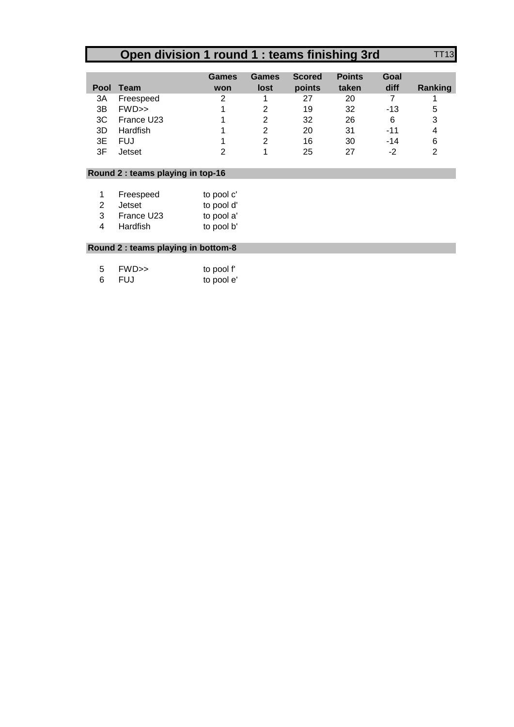# Open division 1 round 1 : teams finishing 3rd

TT13

| Pool | Team | Games won | Games lost | Scored points | Points taken | Goal diff | Ranking |
|---|---|---|---|---|---|---|---|
| 3A | Freespeed | 2 | 1 | 27 | 20 | 7 | 1 |
| 3B | FWD>> | 1 | 2 | 19 | 32 | -13 | 5 |
| 3C | France U23 | 1 | 2 | 32 | 26 | 6 | 3 |
| 3D | Hardfish | 1 | 2 | 20 | 31 | -11 | 4 |
| 3E | FUJ | 1 | 2 | 16 | 30 | -14 | 6 |
| 3F | Jetset | 2 | 1 | 25 | 27 | -2 | 2 |

## Round 2 : teams playing in top-16

| | | |
|---|---|---|
| 1 | Freespeed | to pool c' |
| 2 | Jetset | to pool d' |
| 3 | France U23 | to pool a' |
| 4 | Hardfish | to pool b' |

## Round 2 : teams playing in bottom-8

| | | |
|---|---|---|
| 5 | FWD>> | to pool f' |
| 6 | FUJ | to pool e' |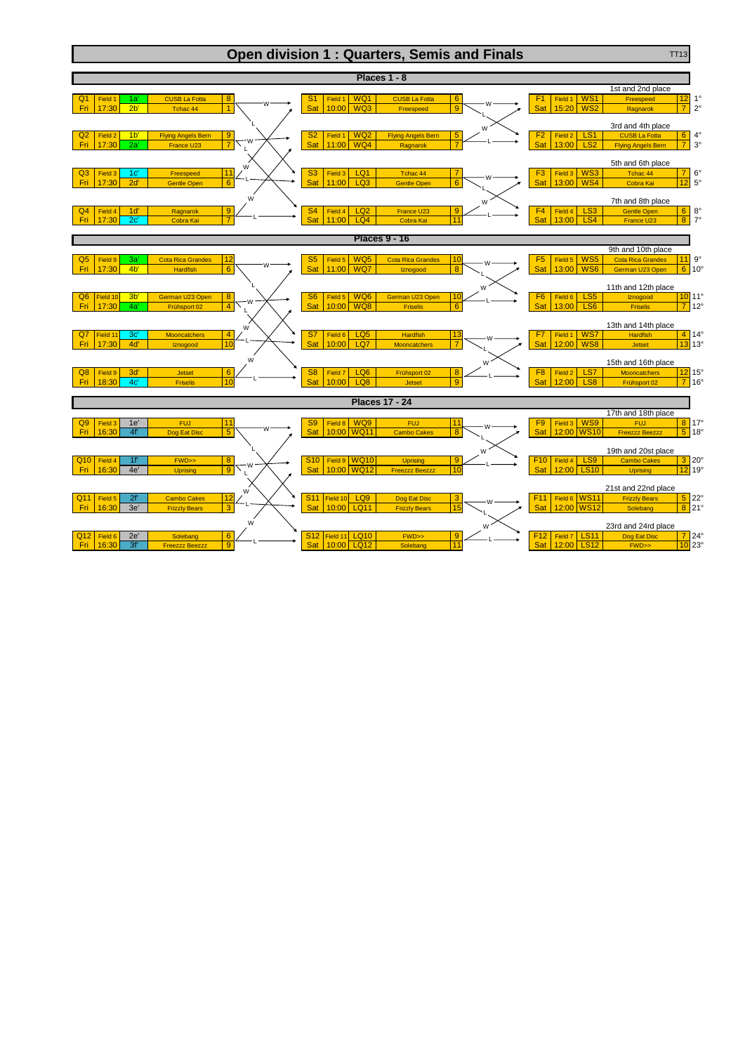# Open division 1 : Quarters, Semis and Finals

TT13

## Places 1 - 8

| Game | Field | Seed | Team | Score |
|---|---|---|---|---|
| Q1 Fri | Field 1 17:30 | 1a' | CUSB La Fotta | 8 |
| | | 2b' | Tchac 44 | 1 |
| Q2 Fri | Field 2 17:30 | 1b' | Flying Angels Bern | 9 |
| | | 2a' | France U23 | 7 |
| Q3 Fri | Field 3 17:30 | 1c' | Freespeed | 11 |
| | | 2d' | Gentle Open | 6 |
| Q4 Fri | Field 4 17:30 | 1d' | Ragnarok | 9 |
| | | 2c' | Cobra Kai | 7 |

| Game | Field | Seed | Team | Score |
|---|---|---|---|---|
| S1 Sat | Field 1 10:00 | WQ1 | CUSB La Fotta | 6 |
| | | WQ3 | Freespeed | 9 |
| S2 Sat | Field 1 11:00 | WQ2 | Flying Angels Bern | 5 |
| | | WQ4 | Ragnarok | 7 |
| S3 Sat | Field 3 11:00 | LQ1 | Tchac 44 | 7 |
| | | LQ3 | Gentle Open | 6 |
| S4 Sat | Field 4 11:00 | LQ2 | France U23 | 9 |
| | | LQ4 | Cobra Kai | 11 |

| Game | Field | Seed | Team | Score | Place |
|---|---|---|---|---|---|
| F1 Sat (1st and 2nd place) | Field 1 15:20 | WS1 | Freespeed | 12 | 1° |
| | | WS2 | Ragnarok | 7 | 2° |
| F2 Sat (3rd and 4th place) | Field 2 13:00 | LS1 | CUSB La Fotta | 6 | 4° |
| | | LS2 | Flying Angels Bern | 7 | 3° |
| F3 Sat (5th and 6th place) | Field 3 13:00 | WS3 | Tchac 44 | 7 | 6° |
| | | WS4 | Cobra Kai | 12 | 5° |
| F4 Sat (7th and 8th place) | Field 4 13:00 | LS3 | Gentle Open | 6 | 8° |
| | | LS4 | France U23 | 8 | 7° |

## Places 9 - 16

| Game | Field | Seed | Team | Score |
|---|---|---|---|---|
| Q5 Fri | Field 9 17:30 | 3a' | Cota Rica Grandes | 12 |
| | | 4b' | Hardfish | 6 |
| Q6 Fri | Field 10 17:30 | 3b' | German U23 Open | 8 |
| | | 4a' | Frühsport 02 | 4 |
| Q7 Fri | Field 11 17:30 | 3c' | Mooncatchers | 4 |
| | | 4d' | Iznogood | 10 |
| Q8 Fri | Field 9 18:30 | 3d' | Jetset | 6 |
| | | 4c' | Friselis | 10 |

| Game | Field | Seed | Team | Score |
|---|---|---|---|---|
| S5 Sat | Field 5 11:00 | WQ5 | Cota Rica Grandes | 10 |
| | | WQ7 | Iznogood | 8 |
| S6 Sat | Field 5 10:00 | WQ6 | German U23 Open | 10 |
| | | WQ8 | Friselis | 6 |
| S7 Sat | Field 6 10:00 | LQ5 | Hardfish | 13 |
| | | LQ7 | Mooncatchers | 7 |
| S8 Sat | Field 7 10:00 | LQ6 | Frühsport 02 | 8 |
| | | LQ8 | Jetset | 9 |

| Game | Field | Seed | Team | Score | Place |
|---|---|---|---|---|---|
| F5 Sat (9th and 10th place) | Field 5 13:00 | WS5 | Cota Rica Grandes | 11 | 9° |
| | | WS6 | German U23 Open | 6 | 10° |
| F6 Sat (11th and 12th place) | Field 6 13:00 | LS5 | Iznogood | 10 | 11° |
| | | LS6 | Friselis | 7 | 12° |
| F7 Sat (13th and 14th place) | Field 1 12:00 | WS7 | Hardfish | 4 | 14° |
| | | WS8 | Jetset | 13 | 13° |
| F8 Sat (15th and 16th place) | Field 2 12:00 | LS7 | Mooncatchers | 12 | 15° |
| | | LS8 | Frühsport 02 | 7 | 16° |

## Places 17 - 24

| Game | Field | Seed | Team | Score |
|---|---|---|---|---|
| Q9 Fri | Field 3 16:30 | 1e' | FUJ | 11 |
| | | 4f' | Dog Eat Disc | 5 |
| Q10 Fri | Field 4 16:30 | 1f' | FWD>> | 8 |
| | | 4e' | Uprising | 9 |
| Q11 Fri | Field 5 16:30 | 2f' | Cambo Cakes | 12 |
| | | 3e' | Frizzly Bears | 3 |
| Q12 Fri | Field 6 16:30 | 2e' | Solebang | 6 |
| | | 3f' | Freezzz Beezzz | 9 |

| Game | Field | Seed | Team | Score |
|---|---|---|---|---|
| S9 Sat | Field 8 10:00 | WQ9 | FUJ | 11 |
| | | WQ11 | Cambo Cakes | 8 |
| S10 Sat | Field 9 10:00 | WQ10 | Uprising | 9 |
| | | WQ12 | Freezzz Beezzz | 10 |
| S11 Sat | Field 10 10:00 | LQ9 | Dog Eat Disc | 3 |
| | | LQ11 | Frizzly Bears | 15 |
| S12 Sat | Field 11 10:00 | LQ10 | FWD>> | 9 |
| | | LQ12 | Solebang | 11 |

| Game | Field | Seed | Team | Score | Place |
|---|---|---|---|---|---|
| F9 Sat (17th and 18th place) | Field 3 12:00 | WS9 | FUJ | 8 | 17° |
| | | WS10 | Freezzz Beezzz | 5 | 18° |
| F10 Sat (19th and 20st place) | Field 4 12:00 | LS9 | Cambo Cakes | 3 | 20° |
| | | LS10 | Uprising | 12 | 19° |
| F11 Sat (21st and 22nd place) | Field 6 12:00 | WS11 | Frizzly Bears | 5 | 22° |
| | | WS12 | Solebang | 8 | 21° |
| F12 Sat (23rd and 24rd place) | Field 7 12:00 | LS11 | Dog Eat Disc | 7 | 24° |
| | | LS12 | FWD>> | 10 | 23° |